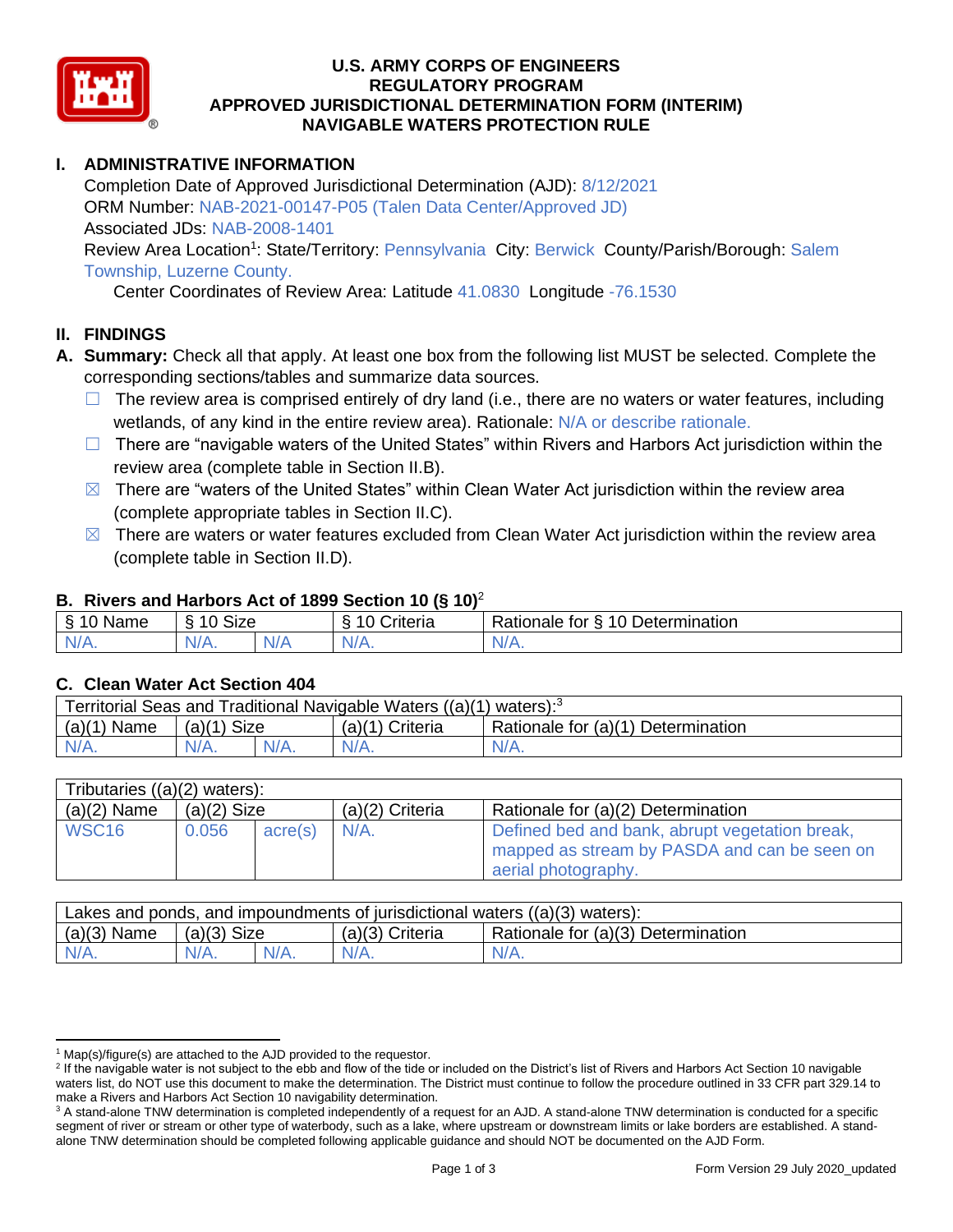# U.S. ARMY CORPS OF ENGINEERS
# REGULATORY PROGRAM
# APPROVED JURISDICTIONAL DETERMINATION FORM (INTERIM)
# NAVIGABLE WATERS PROTECTION RULE

## I. ADMINISTRATIVE INFORMATION

Completion Date of Approved Jurisdictional Determination (AJD): 8/12/2021
ORM Number: NAB-2021-00147-P05 (Talen Data Center/Approved JD)
Associated JDs: NAB-2008-1401
Review Area Location[1]: State/Territory: Pennsylvania City: Berwick County/Parish/Borough: Salem Township, Luzerne County.
Center Coordinates of Review Area: Latitude 41.0830 Longitude -76.1530

## II. FINDINGS

**A. Summary:** Check all that apply. At least one box from the following list MUST be selected. Complete the corresponding sections/tables and summarize data sources.

- ☐ The review area is comprised entirely of dry land (i.e., there are no waters or water features, including wetlands, of any kind in the entire review area). Rationale: N/A or describe rationale.
- ☐ There are "navigable waters of the United States" within Rivers and Harbors Act jurisdiction within the review area (complete table in Section II.B).
- ☒ There are "waters of the United States" within Clean Water Act jurisdiction within the review area (complete appropriate tables in Section II.C).
- ☒ There are waters or water features excluded from Clean Water Act jurisdiction within the review area (complete table in Section II.D).

### B. Rivers and Harbors Act of 1899 Section 10 (§ 10)[2]

| § 10 Name | § 10 Size | | § 10 Criteria | Rationale for § 10 Determination |
|---|---|---|---|---|
| N/A. | N/A. | N/A | N/A. | N/A. |

### C. Clean Water Act Section 404

| Territorial Seas and Traditional Navigable Waters ((a)(1) waters):[3] | | | | |
|---|---|---|---|---|
| (a)(1) Name | (a)(1) Size | | (a)(1) Criteria | Rationale for (a)(1) Determination |
| N/A. | N/A. | N/A. | N/A. | N/A. |

| Tributaries ((a)(2) waters): | | | | |
|---|---|---|---|---|
| (a)(2) Name | (a)(2) Size | | (a)(2) Criteria | Rationale for (a)(2) Determination |
| WSC16 | 0.056 | acre(s) | N/A. | Defined bed and bank, abrupt vegetation break, mapped as stream by PASDA and can be seen on aerial photography. |

| Lakes and ponds, and impoundments of jurisdictional waters ((a)(3) waters): | | | | |
|---|---|---|---|---|
| (a)(3) Name | (a)(3) Size | | (a)(3) Criteria | Rationale for (a)(3) Determination |
| N/A. | N/A. | N/A. | N/A. | N/A. |

---

[1] Map(s)/figure(s) are attached to the AJD provided to the requestor.
[2] If the navigable water is not subject to the ebb and flow of the tide or included on the District's list of Rivers and Harbors Act Section 10 navigable waters list, do NOT use this document to make the determination. The District must continue to follow the procedure outlined in 33 CFR part 329.14 to make a Rivers and Harbors Act Section 10 navigability determination.
[3] A stand-alone TNW determination is completed independently of a request for an AJD. A stand-alone TNW determination is conducted for a specific segment of river or stream or other type of waterbody, such as a lake, where upstream or downstream limits or lake borders are established. A stand-alone TNW determination should be completed following applicable guidance and should NOT be documented on the AJD Form.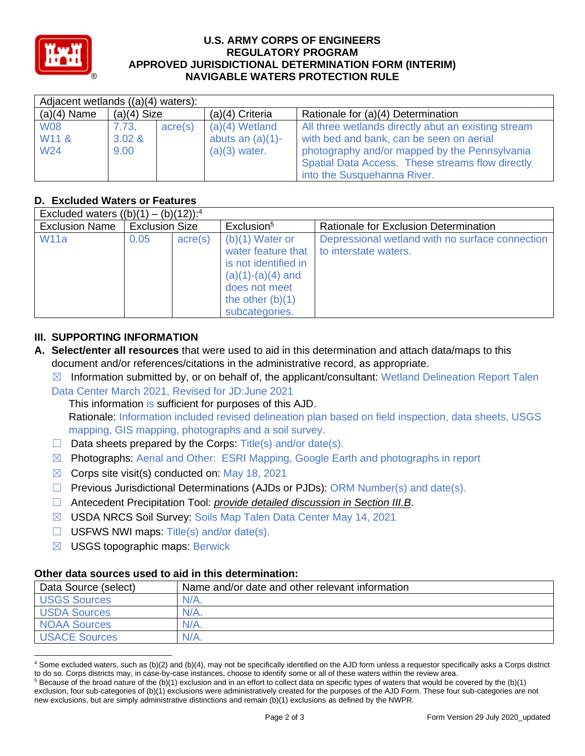**U.S. ARMY CORPS OF ENGINEERS**
**REGULATORY PROGRAM**
**APPROVED JURISDICTIONAL DETERMINATION FORM (INTERIM)**
**NAVIGABLE WATERS PROTECTION RULE**

| Adjacent wetlands ((a)(4) waters): | | | | |
|---|---|---|---|---|
| (a)(4) Name | (a)(4) Size | | (a)(4) Criteria | Rationale for (a)(4) Determination |
| W08 W11 & W24 | 7.73, 3.02 & 9.00 | acre(s) | (a)(4) Wetland abuts an (a)(1)-(a)(3) water. | All three wetlands directly abut an existing stream with bed and bank, can be seen on aerial photography and/or mapped by the Pennsylvania Spatial Data Access. These streams flow directly into the Susquehanna River. |

## D. Excluded Waters or Features

| Excluded waters ((b)(1) – (b)(12)):[4] | | | | |
|---|---|---|---|---|
| Exclusion Name | Exclusion Size | | Exclusion[5] | Rationale for Exclusion Determination |
| W11a | 0.05 | acre(s) | (b)(1) Water or water feature that is not identified in (a)(1)-(a)(4) and does not meet the other (b)(1) subcategories. | Depressional wetland with no surface connection to interstate waters. |

## III. SUPPORTING INFORMATION

**A. Select/enter all resources** that were used to aid in this determination and attach data/maps to this document and/or references/citations in the administrative record, as appropriate.

☒ Information submitted by, or on behalf of, the applicant/consultant: Wetland Delineation Report Talen Data Center March 2021, Revised for JD:June 2021

This information is sufficient for purposes of this AJD.

Rationale: Information included revised delineation plan based on field inspection, data sheets, USGS mapping, GIS mapping, photographs and a soil survey.

☐ Data sheets prepared by the Corps: Title(s) and/or date(s).

☒ Photographs: Aerial and Other: ESRI Mapping, Google Earth and photographs in report

☒ Corps site visit(s) conducted on: May 18, 2021

☐ Previous Jurisdictional Determinations (AJDs or PJDs): ORM Number(s) and date(s).

☐ Antecedent Precipitation Tool: *provide detailed discussion in Section III.B*.

☒ USDA NRCS Soil Survey: Soils Map Talen Data Center May 14, 2021

☐ USFWS NWI maps: Title(s) and/or date(s).

☒ USGS topographic maps: Berwick

**Other data sources used to aid in this determination:**

| Data Source (select) | Name and/or date and other relevant information |
|---|---|
| USGS Sources | N/A. |
| USDA Sources | N/A. |
| NOAA Sources | N/A. |
| USACE Sources | N/A. |

[4] Some excluded waters, such as (b)(2) and (b)(4), may not be specifically identified on the AJD form unless a requestor specifically asks a Corps district to do so. Corps districts may, in case-by-case instances, choose to identify some or all of these waters within the review area.

[5] Because of the broad nature of the (b)(1) exclusion and in an effort to collect data on specific types of waters that would be covered by the (b)(1) exclusion, four sub-categories of (b)(1) exclusions were administratively created for the purposes of the AJD Form. These four sub-categories are not new exclusions, but are simply administrative distinctions and remain (b)(1) exclusions as defined by the NWPR.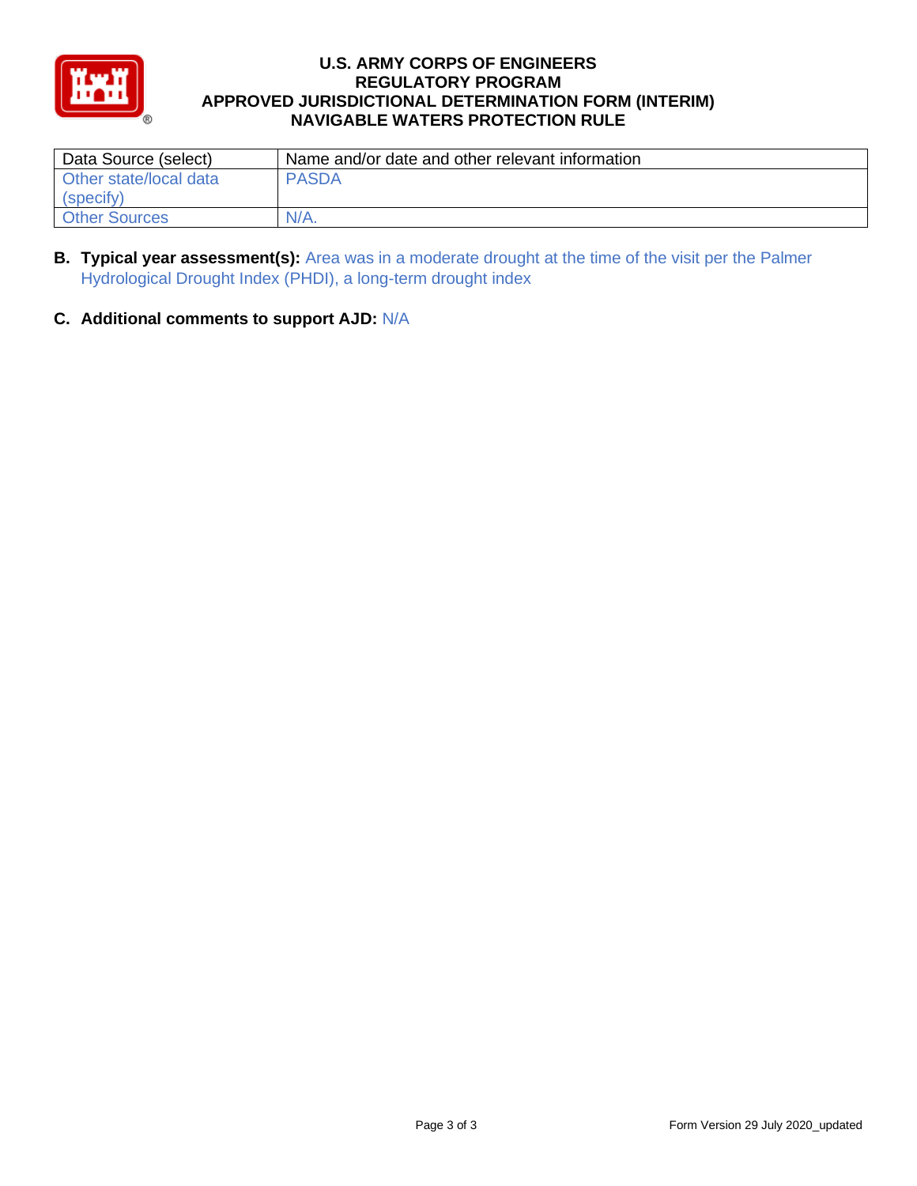| Data Source (select) | Name and/or date and other relevant information |
| --- | --- |
| Other state/local data (specify) | PASDA |
| Other Sources | N/A. |

**B. Typical year assessment(s):** Area was in a moderate drought at the time of the visit per the Palmer Hydrological Drought Index (PHDI), a long-term drought index

**C. Additional comments to support AJD:** N/A